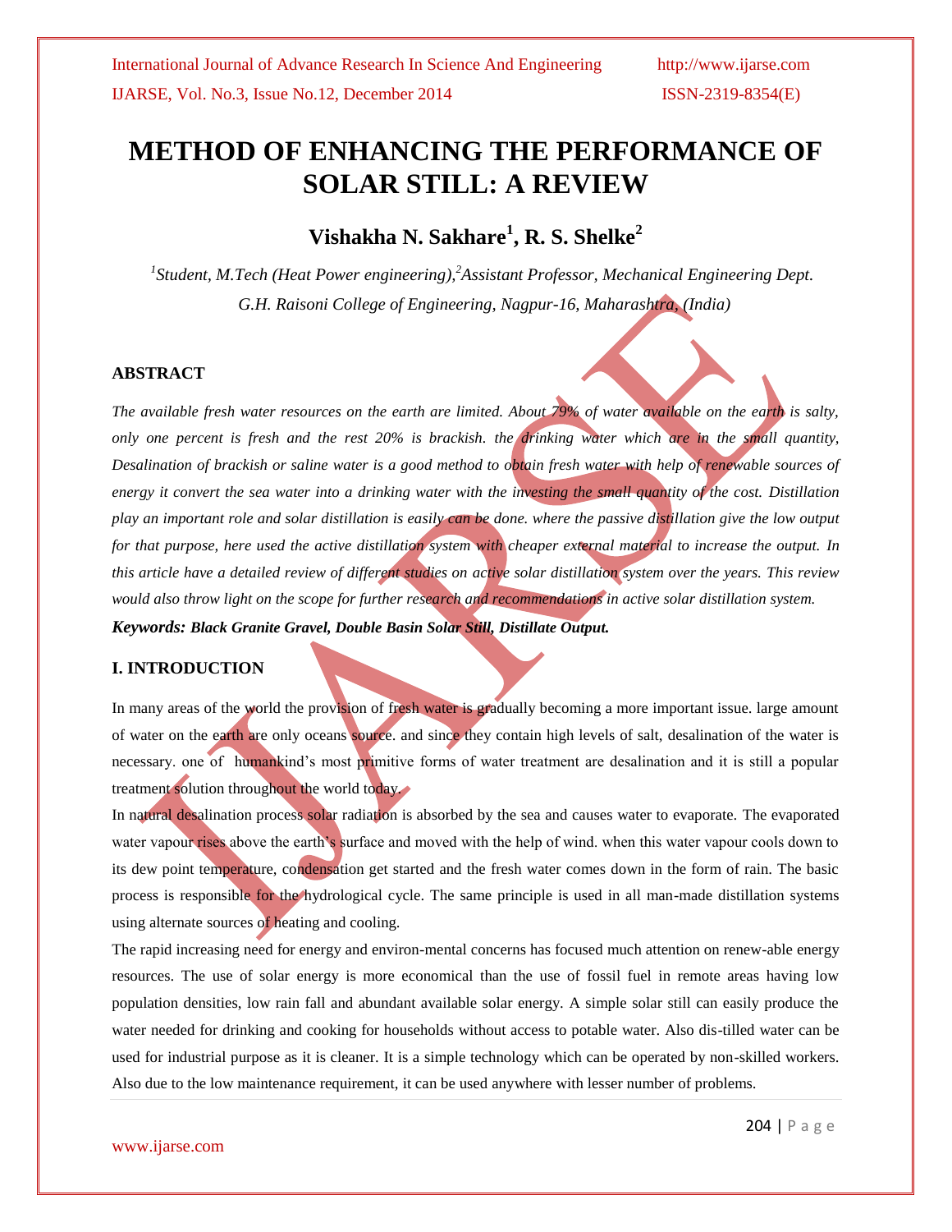# METHOD OF ENHANCING THE PERFORMANCE OF SOLAR STILL: A REVIEW

## Vishakha N. Sakhare[1], R. S. Shelke[2]

*[1]Student, M.Tech (Heat Power engineering),[2]Assistant Professor, Mechanical Engineering Dept. G.H. Raisoni College of Engineering, Nagpur-16, Maharashtra, (India)*

### ABSTRACT

*The available fresh water resources on the earth are limited. About 79% of water available on the earth is salty, only one percent is fresh and the rest 20% is brackish. the drinking water which are in the small quantity, Desalination of brackish or saline water is a good method to obtain fresh water with help of renewable sources of energy it convert the sea water into a drinking water with the investing the small quantity of the cost. Distillation play an important role and solar distillation is easily can be done. where the passive distillation give the low output for that purpose, here used the active distillation system with cheaper external material to increase the output. In this article have a detailed review of different studies on active solar distillation system over the years. This review would also throw light on the scope for further research and recommendations in active solar distillation system.*

***Keywords: Black Granite Gravel, Double Basin Solar Still, Distillate Output.***

### I. INTRODUCTION

In many areas of the world the provision of fresh water is gradually becoming a more important issue. large amount of water on the earth are only oceans source. and since they contain high levels of salt, desalination of the water is necessary. one of humankind's most primitive forms of water treatment are desalination and it is still a popular treatment solution throughout the world today.

In natural desalination process solar radiation is absorbed by the sea and causes water to evaporate. The evaporated water vapour rises above the earth's surface and moved with the help of wind. when this water vapour cools down to its dew point temperature, condensation get started and the fresh water comes down in the form of rain. The basic process is responsible for the hydrological cycle. The same principle is used in all man-made distillation systems using alternate sources of heating and cooling.

The rapid increasing need for energy and environ-mental concerns has focused much attention on renew-able energy resources. The use of solar energy is more economical than the use of fossil fuel in remote areas having low population densities, low rain fall and abundant available solar energy. A simple solar still can easily produce the water needed for drinking and cooking for households without access to potable water. Also dis-tilled water can be used for industrial purpose as it is cleaner. It is a simple technology which can be operated by non-skilled workers. Also due to the low maintenance requirement, it can be used anywhere with lesser number of problems.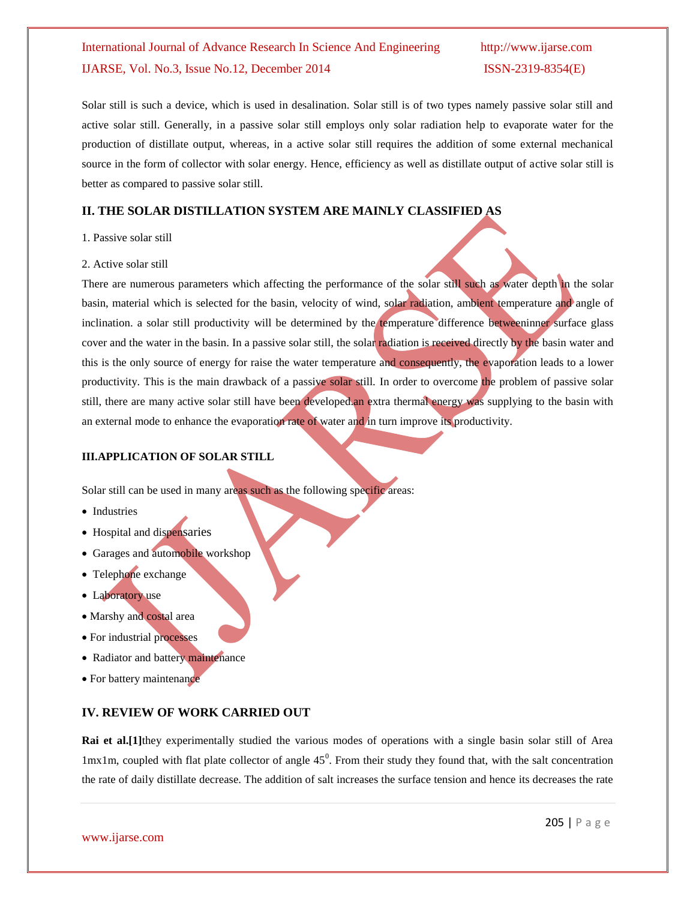Solar still is such a device, which is used in desalination. Solar still is of two types namely passive solar still and active solar still. Generally, in a passive solar still employs only solar radiation help to evaporate water for the production of distillate output, whereas, in a active solar still requires the addition of some external mechanical source in the form of collector with solar energy. Hence, efficiency as well as distillate output of active solar still is better as compared to passive solar still.

## II. THE SOLAR DISTILLATION SYSTEM ARE MAINLY CLASSIFIED AS

1. Passive solar still
2. Active solar still

There are numerous parameters which affecting the performance of the solar still such as water depth in the solar basin, material which is selected for the basin, velocity of wind, solar radiation, ambient temperature and angle of inclination. a solar still productivity will be determined by the temperature difference betweeninner surface glass cover and the water in the basin. In a passive solar still, the solar radiation is received directly by the basin water and this is the only source of energy for raise the water temperature and consequently, the evaporation leads to a lower productivity. This is the main drawback of a passive solar still. In order to overcome the problem of passive solar still, there are many active solar still have been developed.an extra thermal energy was supplying to the basin with an external mode to enhance the evaporation rate of water and in turn improve its productivity.

### III.APPLICATION OF SOLAR STILL

Solar still can be used in many areas such as the following specific areas:

- Industries
- Hospital and dispensaries
- Garages and automobile workshop
- Telephone exchange
- Laboratory use
- Marshy and costal area
- For industrial processes
- Radiator and battery maintenance
- For battery maintenance

## IV. REVIEW OF WORK CARRIED OUT

**Rai et al.[1]**they experimentally studied the various modes of operations with a single basin solar still of Area 1mx1m, coupled with flat plate collector of angle $45^0$. From their study they found that, with the salt concentration the rate of daily distillate decrease. The addition of salt increases the surface tension and hence its decreases the rate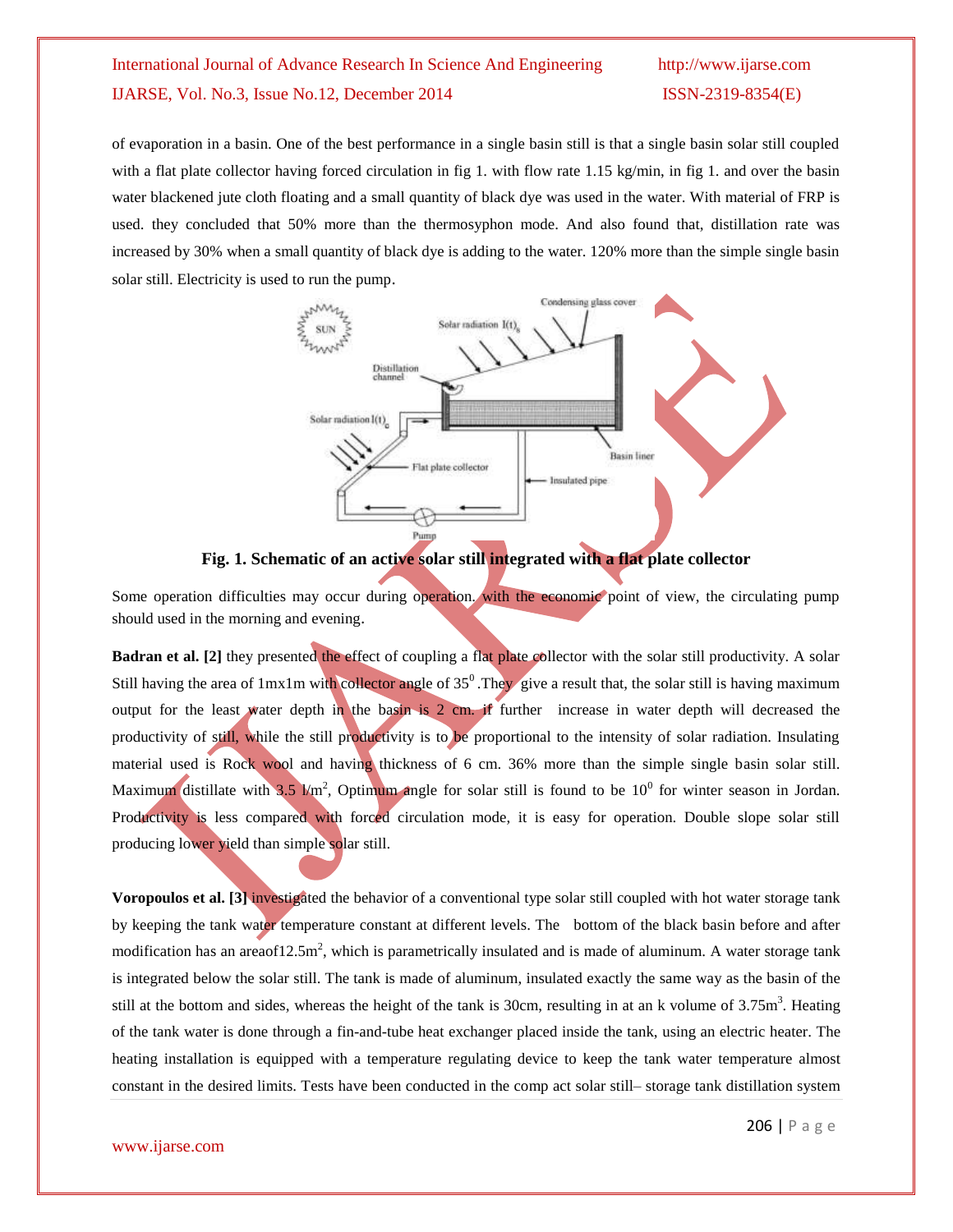of evaporation in a basin. One of the best performance in a single basin still is that a single basin solar still coupled with a flat plate collector having forced circulation in fig 1. with flow rate 1.15 kg/min, in fig 1. and over the basin water blackened jute cloth floating and a small quantity of black dye was used in the water. With material of FRP is used. they concluded that 50% more than the thermosyphon mode. And also found that, distillation rate was increased by 30% when a small quantity of black dye is adding to the water. 120% more than the simple single basin solar still. Electricity is used to run the pump.

**Fig. 1. Schematic of an active solar still integrated with a flat plate collector**

Some operation difficulties may occur during operation. with the economic point of view, the circulating pump should used in the morning and evening.

**Badran et al. [2]** they presented the effect of coupling a flat plate collector with the solar still productivity. A solar Still having the area of 1mx1m with collector angle of $35^0$ .They give a result that, the solar still is having maximum output for the least water depth in the basin is 2 cm. if further increase in water depth will decreased the productivity of still, while the still productivity is to be proportional to the intensity of solar radiation. Insulating material used is Rock wool and having thickness of 6 cm. 36% more than the simple single basin solar still. Maximum distillate with 3.5 $l/m^2$, Optimum angle for solar still is found to be $10^0$ for winter season in Jordan. Productivity is less compared with forced circulation mode, it is easy for operation. Double slope solar still producing lower yield than simple solar still.

**Voropoulos et al. [3]** investigated the behavior of a conventional type solar still coupled with hot water storage tank by keeping the tank water temperature constant at different levels. The bottom of the black basin before and after modification has an areaof12.5$m^2$, which is parametrically insulated and is made of aluminum. A water storage tank is integrated below the solar still. The tank is made of aluminum, insulated exactly the same way as the basin of the still at the bottom and sides, whereas the height of the tank is 30cm, resulting in at an k volume of 3.75$m^3$. Heating of the tank water is done through a fin-and-tube heat exchanger placed inside the tank, using an electric heater. The heating installation is equipped with a temperature regulating device to keep the tank water temperature almost constant in the desired limits. Tests have been conducted in the comp act solar still– storage tank distillation system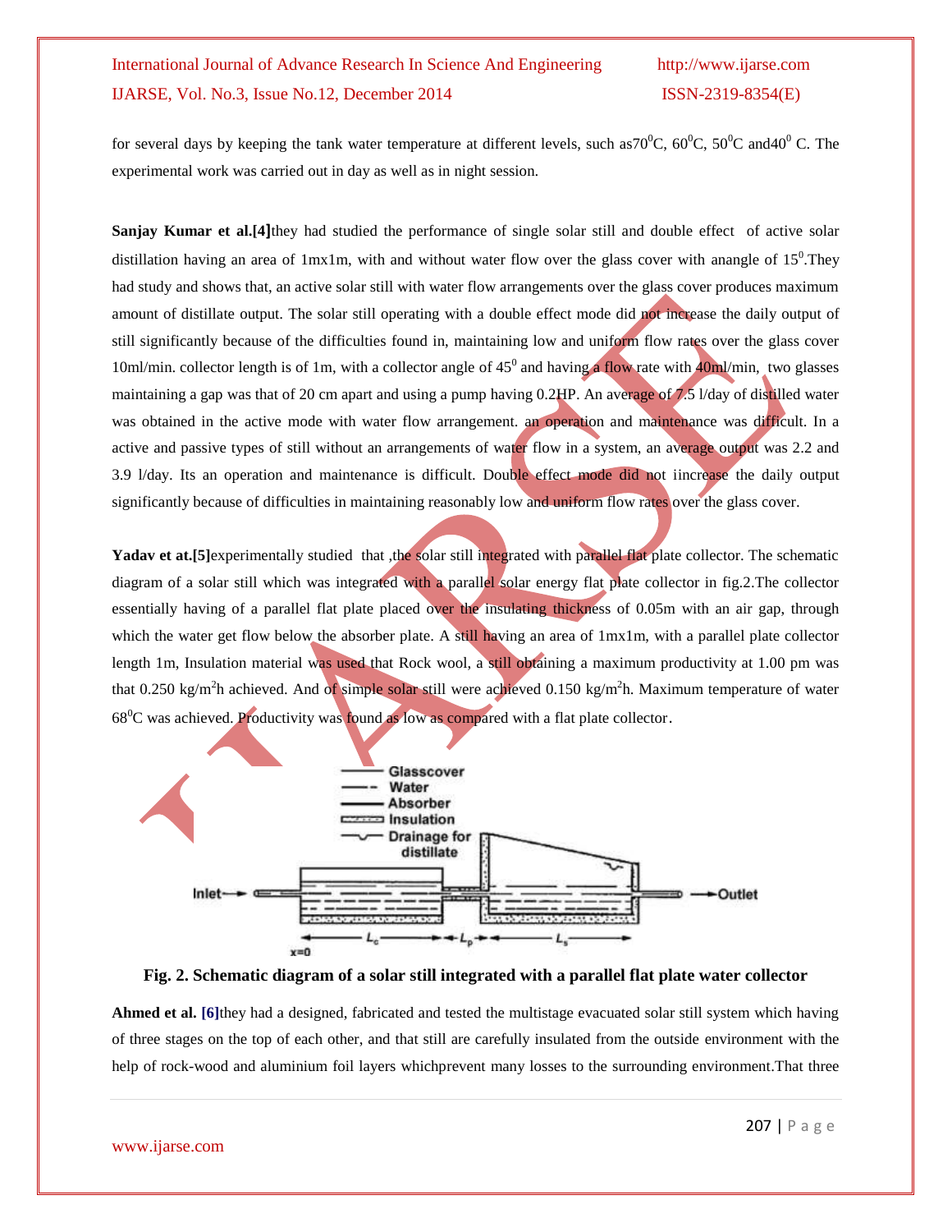for several days by keeping the tank water temperature at different levels, such as70$^0$C, 60$^0$C, 50$^0$C and40$^0$ C. The experimental work was carried out in day as well as in night session.

**Sanjay Kumar et al.[4]**they had studied the performance of single solar still and double effect of active solar distillation having an area of 1mx1m, with and without water flow over the glass cover with anangle of 15$^0$.They had study and shows that, an active solar still with water flow arrangements over the glass cover produces maximum amount of distillate output. The solar still operating with a double effect mode did not increase the daily output of still significantly because of the difficulties found in, maintaining low and uniform flow rates over the glass cover 10ml/min. collector length is of 1m, with a collector angle of 45$^0$ and having a flow rate with 40ml/min, two glasses maintaining a gap was that of 20 cm apart and using a pump having 0.2HP. An average of 7.5 l/day of distilled water was obtained in the active mode with water flow arrangement. an operation and maintenance was difficult. In a active and passive types of still without an arrangements of water flow in a system, an average output was 2.2 and 3.9 l/day. Its an operation and maintenance is difficult. Double effect mode did not iincrease the daily output significantly because of difficulties in maintaining reasonably low and uniform flow rates over the glass cover.

**Yadav et at.[5]**experimentally studied that ,the solar still integrated with parallel flat plate collector. The schematic diagram of a solar still which was integrated with a parallel solar energy flat plate collector in fig.2.The collector essentially having of a parallel flat plate placed over the insulating thickness of 0.05m with an air gap, through which the water get flow below the absorber plate. A still having an area of 1mx1m, with a parallel plate collector length 1m, Insulation material was used that Rock wool, a still obtaining a maximum productivity at 1.00 pm was that 0.250 kg/m$^2$h achieved. And of simple solar still were achieved 0.150 kg/m$^2$h. Maximum temperature of water 68$^0$C was achieved. Productivity was found as low as compared with a flat plate collector.

**Fig. 2. Schematic diagram of a solar still integrated with a parallel flat plate water collector**

**Ahmed et al. [6]**they had a designed, fabricated and tested the multistage evacuated solar still system which having of three stages on the top of each other, and that still are carefully insulated from the outside environment with the help of rock-wood and aluminium foil layers whichprevent many losses to the surrounding environment.That three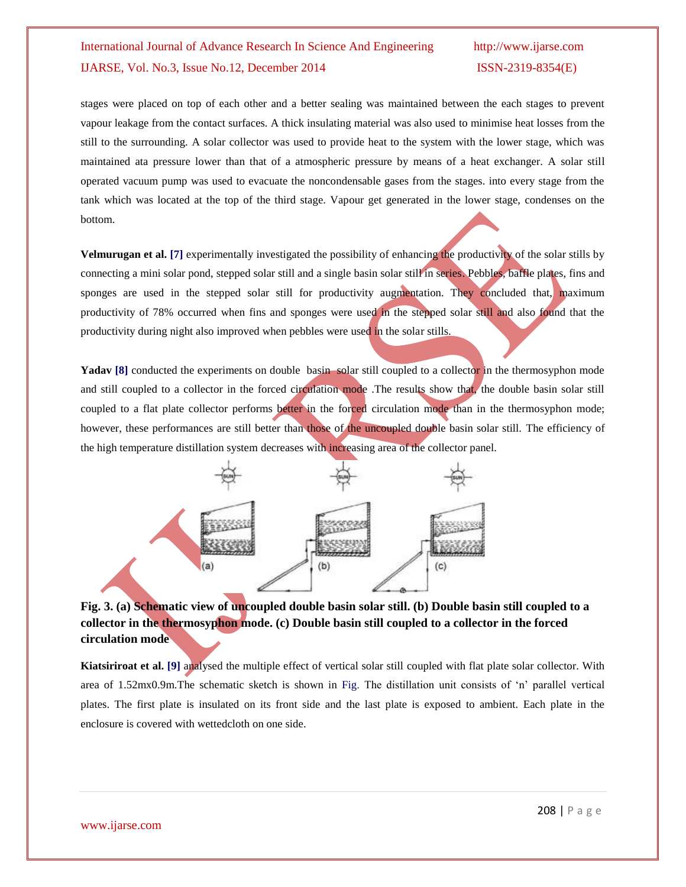stages were placed on top of each other and a better sealing was maintained between the each stages to prevent vapour leakage from the contact surfaces. A thick insulating material was also used to minimise heat losses from the still to the surrounding. A solar collector was used to provide heat to the system with the lower stage, which was maintained ata pressure lower than that of a atmospheric pressure by means of a heat exchanger. A solar still operated vacuum pump was used to evacuate the noncondensable gases from the stages. into every stage from the tank which was located at the top of the third stage. Vapour get generated in the lower stage, condenses on the bottom.

**Velmurugan et al. [7]** experimentally investigated the possibility of enhancing the productivity of the solar stills by connecting a mini solar pond, stepped solar still and a single basin solar still in series. Pebbles, baffle plates, fins and sponges are used in the stepped solar still for productivity augmentation. They concluded that, maximum productivity of 78% occurred when fins and sponges were used in the stepped solar still and also found that the productivity during night also improved when pebbles were used in the solar stills.

**Yadav [8]** conducted the experiments on double basin solar still coupled to a collector in the thermosyphon mode and still coupled to a collector in the forced circulation mode .The results show that, the double basin solar still coupled to a flat plate collector performs better in the forced circulation mode than in the thermosyphon mode; however, these performances are still better than those of the uncoupled double basin solar still. The efficiency of the high temperature distillation system decreases with increasing area of the collector panel.

**Fig. 3. (a) Schematic view of uncoupled double basin solar still. (b) Double basin still coupled to a collector in the thermosyphon mode. (c) Double basin still coupled to a collector in the forced circulation mode**

**Kiatsiriroat et al. [9]** analysed the multiple effect of vertical solar still coupled with flat plate solar collector. With area of 1.52mx0.9m.The schematic sketch is shown in Fig. The distillation unit consists of 'n' parallel vertical plates. The first plate is insulated on its front side and the last plate is exposed to ambient. Each plate in the enclosure is covered with wettedcloth on one side.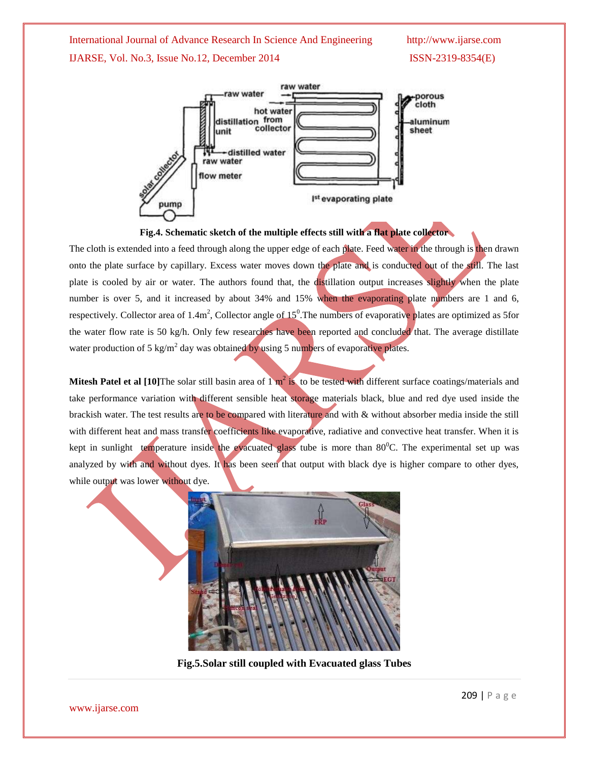Fig.4. Schematic sketch of the multiple effects still with a flat plate collector

The cloth is extended into a feed through along the upper edge of each plate. Feed water in the through is then drawn onto the plate surface by capillary. Excess water moves down the plate and is conducted out of the still. The last plate is cooled by air or water. The authors found that, the distillation output increases slightly when the plate number is over 5, and it increased by about 34% and 15% when the evaporating plate numbers are 1 and 6, respectively. Collector area of $1.4m^2$, Collector angle of $15^0$.The numbers of evaporative plates are optimized as 5for the water flow rate is 50 kg/h. Only few researches have been reported and concluded that. The average distillate water production of 5 $kg/m^2$ day was obtained by using 5 numbers of evaporative plates.

**Mitesh Patel et al [10]**The solar still basin area of 1 $m^2$ is to be tested with different surface coatings/materials and take performance variation with different sensible heat storage materials black, blue and red dye used inside the brackish water. The test results are to be compared with literature and with & without absorber media inside the still with different heat and mass transfer coefficients like evaporative, radiative and convective heat transfer. When it is kept in sunlight temperature inside the evacuated glass tube is more than $80^0$C. The experimental set up was analyzed by with and without dyes. It has been seen that output with black dye is higher compare to other dyes, while output was lower without dye.

Fig.5.Solar still coupled with Evacuated glass Tubes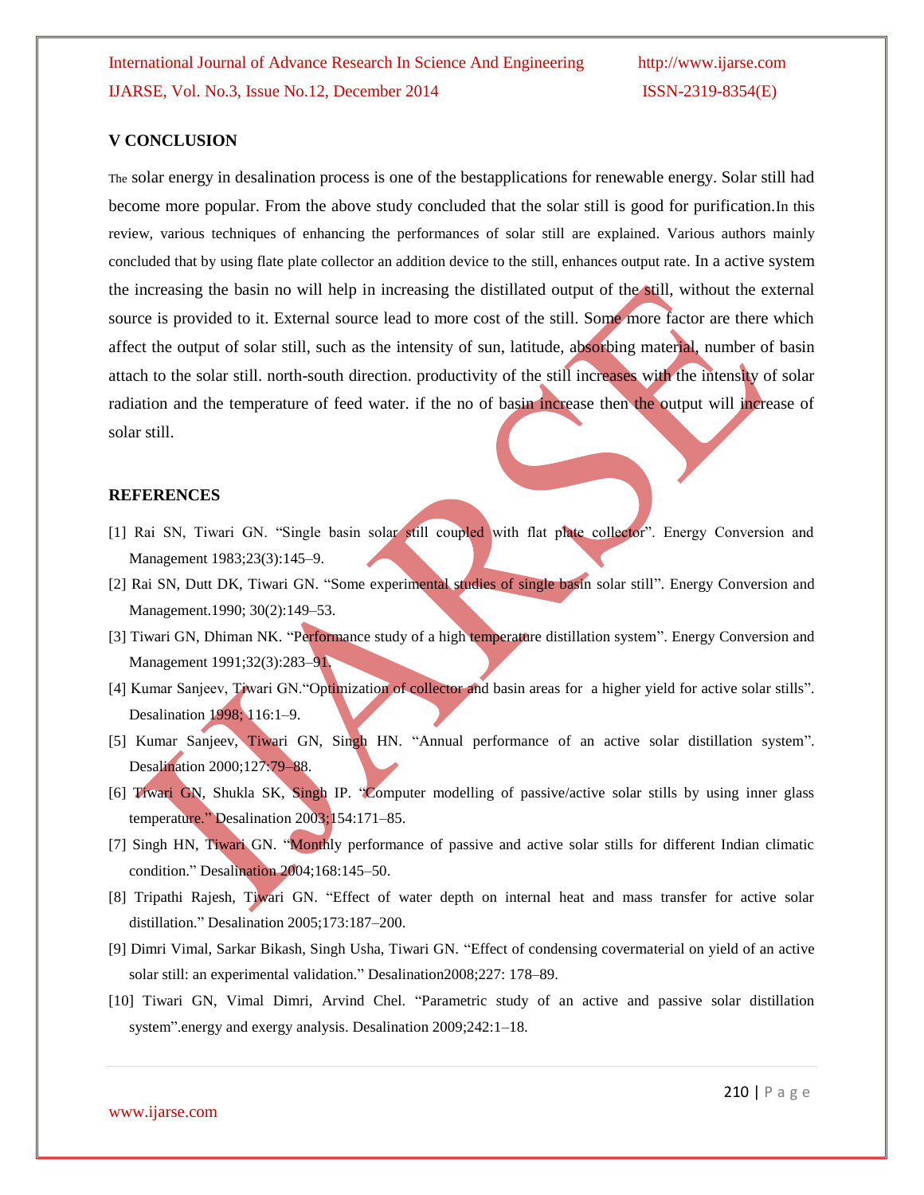## V CONCLUSION

The solar energy in desalination process is one of the bestapplications for renewable energy. Solar still had become more popular. From the above study concluded that the solar still is good for purification.In this review, various techniques of enhancing the performances of solar still are explained. Various authors mainly concluded that by using flate plate collector an addition device to the still, enhances output rate. In a active system the increasing the basin no will help in increasing the distillated output of the still, without the external source is provided to it. External source lead to more cost of the still. Some more factor are there which affect the output of solar still, such as the intensity of sun, latitude, absorbing material, number of basin attach to the solar still. north-south direction. productivity of the still increases with the intensity of solar radiation and the temperature of feed water. if the no of basin increase then the output will increase of solar still.

## REFERENCES

[1] Rai SN, Tiwari GN. "Single basin solar still coupled with flat plate collector". Energy Conversion and Management 1983;23(3):145–9.

[2] Rai SN, Dutt DK, Tiwari GN. "Some experimental studies of single basin solar still". Energy Conversion and Management.1990; 30(2):149–53.

[3] Tiwari GN, Dhiman NK. "Performance study of a high temperature distillation system". Energy Conversion and Management 1991;32(3):283–91.

[4] Kumar Sanjeev, Tiwari GN."Optimization of collector and basin areas for a higher yield for active solar stills". Desalination 1998; 116:1–9.

[5] Kumar Sanjeev, Tiwari GN, Singh HN. "Annual performance of an active solar distillation system". Desalination 2000;127:79–88.

[6] Tiwari GN, Shukla SK, Singh IP. "Computer modelling of passive/active solar stills by using inner glass temperature." Desalination 2003;154:171–85.

[7] Singh HN, Tiwari GN. "Monthly performance of passive and active solar stills for different Indian climatic condition." Desalination 2004;168:145–50.

[8] Tripathi Rajesh, Tiwari GN. "Effect of water depth on internal heat and mass transfer for active solar distillation." Desalination 2005;173:187–200.

[9] Dimri Vimal, Sarkar Bikash, Singh Usha, Tiwari GN. "Effect of condensing covermaterial on yield of an active solar still: an experimental validation." Desalination2008;227: 178–89.

[10] Tiwari GN, Vimal Dimri, Arvind Chel. "Parametric study of an active and passive solar distillation system".energy and exergy analysis. Desalination 2009;242:1–18.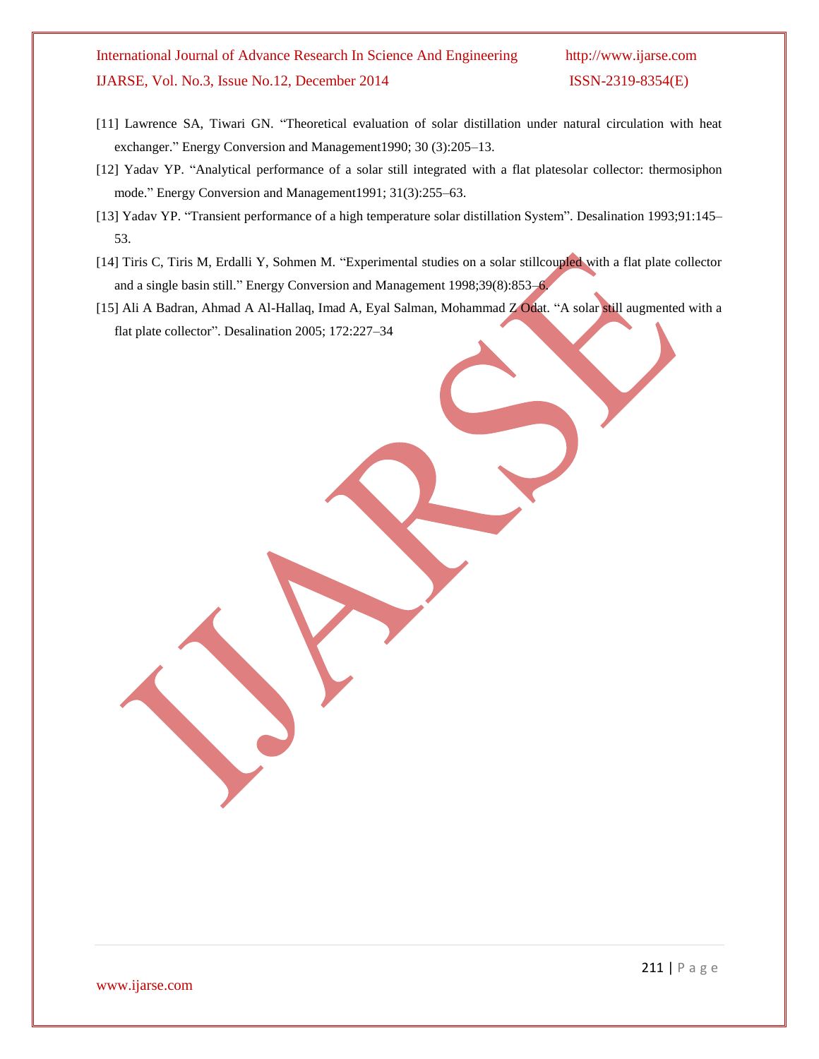[11] Lawrence SA, Tiwari GN. "Theoretical evaluation of solar distillation under natural circulation with heat exchanger." Energy Conversion and Management1990; 30 (3):205–13.

[12] Yadav YP. "Analytical performance of a solar still integrated with a flat platesolar collector: thermosiphon mode." Energy Conversion and Management1991; 31(3):255–63.

[13] Yadav YP. "Transient performance of a high temperature solar distillation System". Desalination 1993;91:145–53.

[14] Tiris C, Tiris M, Erdalli Y, Sohmen M. "Experimental studies on a solar stillcoupled with a flat plate collector and a single basin still." Energy Conversion and Management 1998;39(8):853–6.

[15] Ali A Badran, Ahmad A Al-Hallaq, Imad A, Eyal Salman, Mohammad Z Odat. "A solar still augmented with a flat plate collector". Desalination 2005; 172:227–34